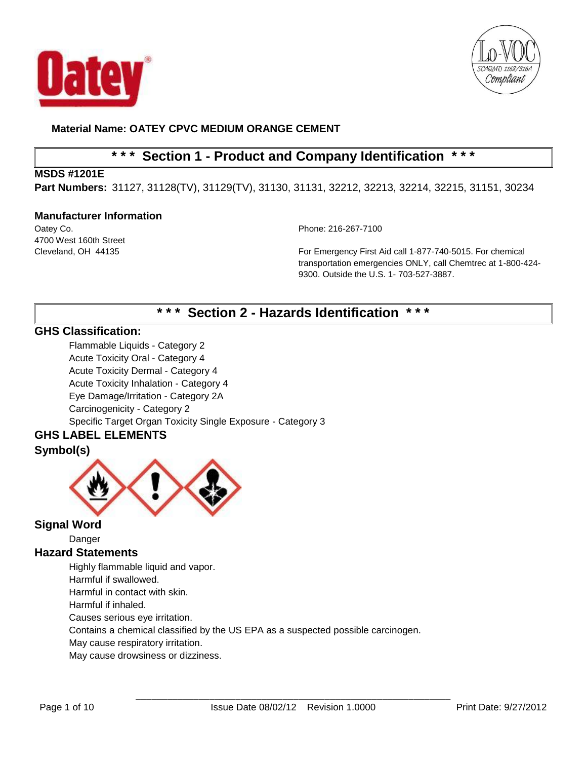**Material Name: OATEY CPVC MEDIUM ORANGE CEMENT**

## \* \* \* Section 1 - Product and Company Identification \* \* \*

**MSDS #1201E**

**Part Numbers:** 31127, 31128(TV), 31129(TV), 31130, 31131, 32212, 32213, 32214, 32215, 31151, 30234

### Manufacturer Information

Oatey Co.
4700 West 160th Street
Cleveland, OH 44135

Phone: 216-267-7100

For Emergency First Aid call 1-877-740-5015. For chemical transportation emergencies ONLY, call Chemtrec at 1-800-424-9300. Outside the U.S. 1- 703-527-3887.

## \* \* \* Section 2 - Hazards Identification \* \* \*

### GHS Classification:

Flammable Liquids - Category 2
Acute Toxicity Oral - Category 4
Acute Toxicity Dermal - Category 4
Acute Toxicity Inhalation - Category 4
Eye Damage/Irritation - Category 2A
Carcinogenicity - Category 2
Specific Target Organ Toxicity Single Exposure - Category 3

### GHS LABEL ELEMENTS

### Symbol(s)

### Signal Word

Danger

### Hazard Statements

Highly flammable liquid and vapor.
Harmful if swallowed.
Harmful in contact with skin.
Harmful if inhaled.
Causes serious eye irritation.
Contains a chemical classified by the US EPA as a suspected possible carcinogen.
May cause respiratory irritation.
May cause drowsiness or dizziness.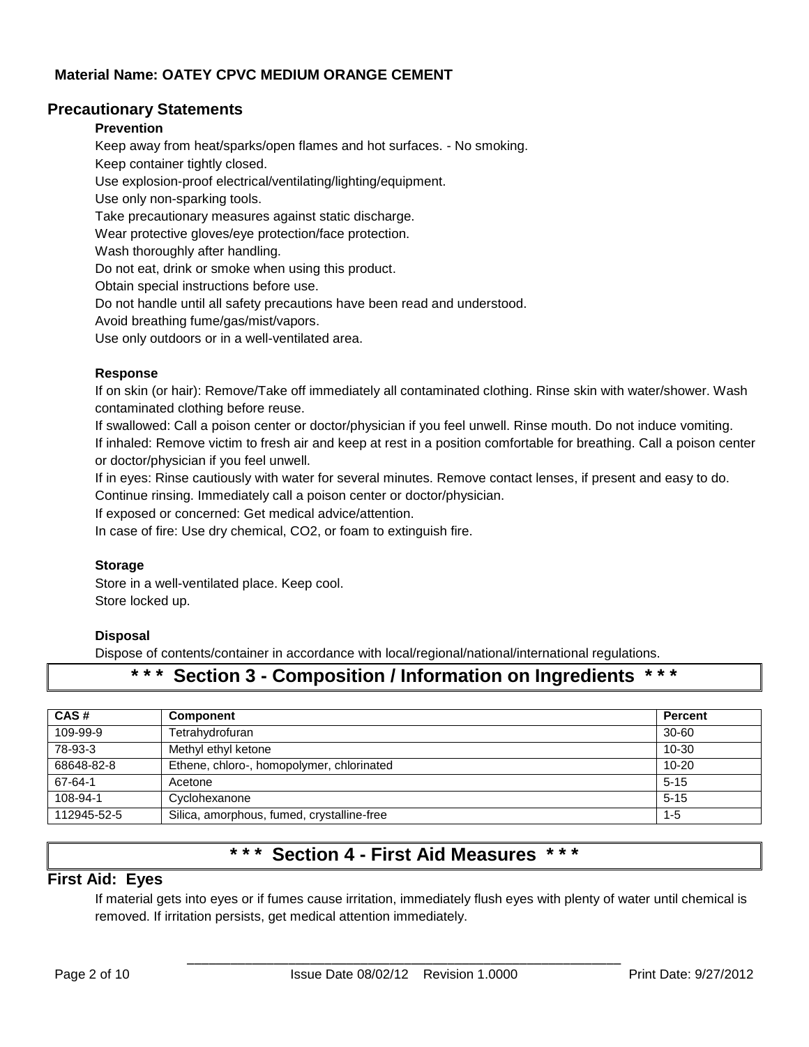**Material Name: OATEY CPVC MEDIUM ORANGE CEMENT**

## Precautionary Statements

### Prevention

Keep away from heat/sparks/open flames and hot surfaces. - No smoking.
Keep container tightly closed.
Use explosion-proof electrical/ventilating/lighting/equipment.
Use only non-sparking tools.
Take precautionary measures against static discharge.
Wear protective gloves/eye protection/face protection.
Wash thoroughly after handling.
Do not eat, drink or smoke when using this product.
Obtain special instructions before use.
Do not handle until all safety precautions have been read and understood.
Avoid breathing fume/gas/mist/vapors.
Use only outdoors or in a well-ventilated area.

### Response

If on skin (or hair): Remove/Take off immediately all contaminated clothing. Rinse skin with water/shower. Wash contaminated clothing before reuse.
If swallowed: Call a poison center or doctor/physician if you feel unwell. Rinse mouth. Do not induce vomiting.
If inhaled: Remove victim to fresh air and keep at rest in a position comfortable for breathing. Call a poison center or doctor/physician if you feel unwell.
If in eyes: Rinse cautiously with water for several minutes. Remove contact lenses, if present and easy to do. Continue rinsing. Immediately call a poison center or doctor/physician.
If exposed or concerned: Get medical advice/attention.
In case of fire: Use dry chemical, CO2, or foam to extinguish fire.

### Storage

Store in a well-ventilated place. Keep cool.
Store locked up.

### Disposal

Dispose of contents/container in accordance with local/regional/national/international regulations.

# * * * Section 3 - Composition / Information on Ingredients * * *

| CAS # | Component | Percent |
|---|---|---|
| 109-99-9 | Tetrahydrofuran | 30-60 |
| 78-93-3 | Methyl ethyl ketone | 10-30 |
| 68648-82-8 | Ethene, chloro-, homopolymer, chlorinated | 10-20 |
| 67-64-1 | Acetone | 5-15 |
| 108-94-1 | Cyclohexanone | 5-15 |
| 112945-52-5 | Silica, amorphous, fumed, crystalline-free | 1-5 |

# * * * Section 4 - First Aid Measures * * *

## First Aid: Eyes

If material gets into eyes or if fumes cause irritation, immediately flush eyes with plenty of water until chemical is removed. If irritation persists, get medical attention immediately.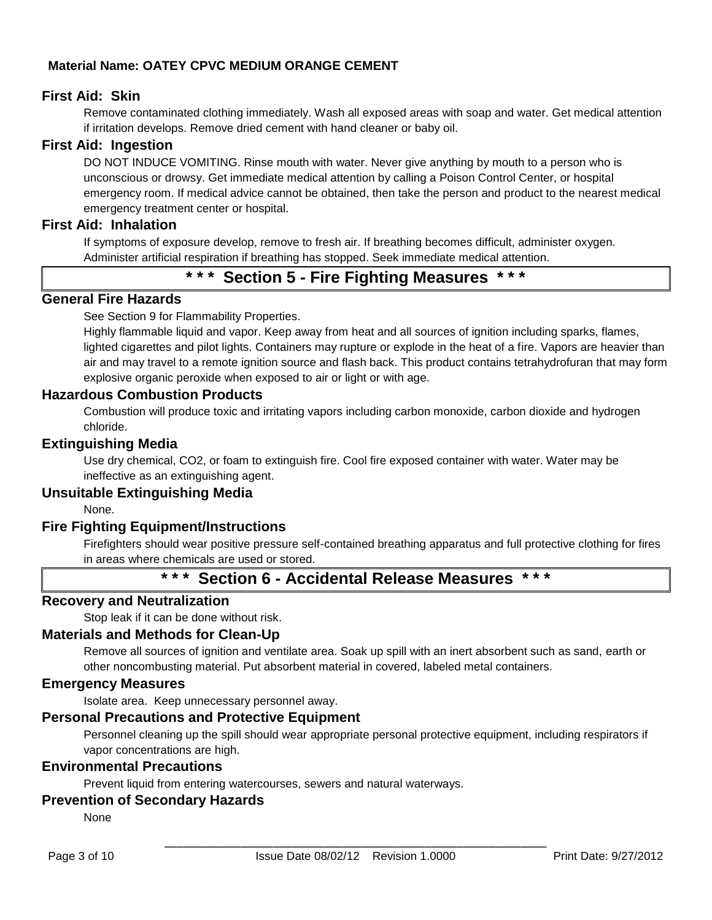**Material Name: OATEY CPVC MEDIUM ORANGE CEMENT**

### First Aid: Skin

Remove contaminated clothing immediately. Wash all exposed areas with soap and water. Get medical attention if irritation develops. Remove dried cement with hand cleaner or baby oil.

### First Aid: Ingestion

DO NOT INDUCE VOMITING. Rinse mouth with water. Never give anything by mouth to a person who is unconscious or drowsy. Get immediate medical attention by calling a Poison Control Center, or hospital emergency room. If medical advice cannot be obtained, then take the person and product to the nearest medical emergency treatment center or hospital.

### First Aid: Inhalation

If symptoms of exposure develop, remove to fresh air. If breathing becomes difficult, administer oxygen. Administer artificial respiration if breathing has stopped. Seek immediate medical attention.

## * * * Section 5 - Fire Fighting Measures * * *

### General Fire Hazards

See Section 9 for Flammability Properties.

Highly flammable liquid and vapor. Keep away from heat and all sources of ignition including sparks, flames, lighted cigarettes and pilot lights. Containers may rupture or explode in the heat of a fire. Vapors are heavier than air and may travel to a remote ignition source and flash back. This product contains tetrahydrofuran that may form explosive organic peroxide when exposed to air or light or with age.

### Hazardous Combustion Products

Combustion will produce toxic and irritating vapors including carbon monoxide, carbon dioxide and hydrogen chloride.

### Extinguishing Media

Use dry chemical, $CO_2$, or foam to extinguish fire. Cool fire exposed container with water. Water may be ineffective as an extinguishing agent.

### Unsuitable Extinguishing Media

None.

### Fire Fighting Equipment/Instructions

Firefighters should wear positive pressure self-contained breathing apparatus and full protective clothing for fires in areas where chemicals are used or stored.

## * * * Section 6 - Accidental Release Measures * * *

### Recovery and Neutralization

Stop leak if it can be done without risk.

### Materials and Methods for Clean-Up

Remove all sources of ignition and ventilate area. Soak up spill with an inert absorbent such as sand, earth or other noncombusting material. Put absorbent material in covered, labeled metal containers.

### Emergency Measures

Isolate area. Keep unnecessary personnel away.

### Personal Precautions and Protective Equipment

Personnel cleaning up the spill should wear appropriate personal protective equipment, including respirators if vapor concentrations are high.

### Environmental Precautions

Prevent liquid from entering watercourses, sewers and natural waterways.

### Prevention of Secondary Hazards

None

Issue Date 08/02/12 Revision 1.0000 Print Date: 9/27/2012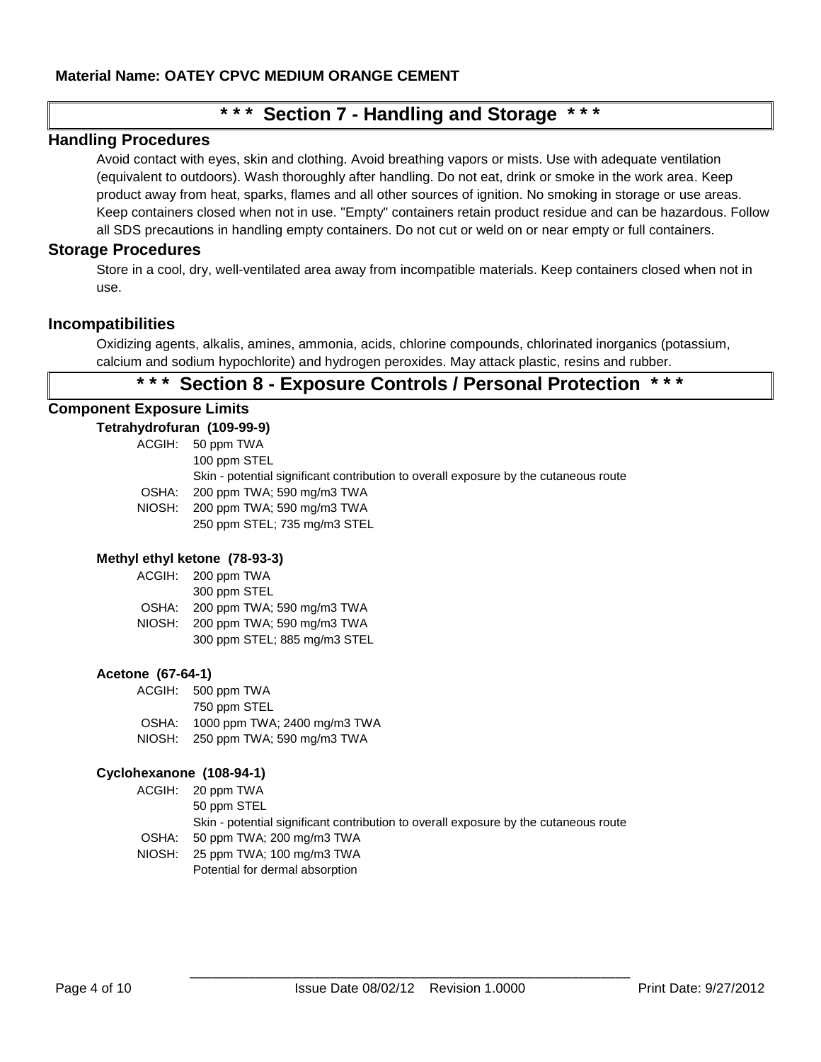**Material Name: OATEY CPVC MEDIUM ORANGE CEMENT**

## * * * Section 7 - Handling and Storage * * *

### Handling Procedures

Avoid contact with eyes, skin and clothing. Avoid breathing vapors or mists. Use with adequate ventilation (equivalent to outdoors). Wash thoroughly after handling. Do not eat, drink or smoke in the work area. Keep product away from heat, sparks, flames and all other sources of ignition. No smoking in storage or use areas. Keep containers closed when not in use. "Empty" containers retain product residue and can be hazardous. Follow all SDS precautions in handling empty containers. Do not cut or weld on or near empty or full containers.

### Storage Procedures

Store in a cool, dry, well-ventilated area away from incompatible materials. Keep containers closed when not in use.

### Incompatibilities

Oxidizing agents, alkalis, amines, ammonia, acids, chlorine compounds, chlorinated inorganics (potassium, calcium and sodium hypochlorite) and hydrogen peroxides. May attack plastic, resins and rubber.

## * * * Section 8 - Exposure Controls / Personal Protection * * *

### Component Exposure Limits

**Tetrahydrofuran (109-99-9)**

| | |
|---|---|
| ACGIH: | 50 ppm TWA |
| | 100 ppm STEL |
| | Skin - potential significant contribution to overall exposure by the cutaneous route |
| OSHA: | 200 ppm TWA; 590 mg/m3 TWA |
| NIOSH: | 200 ppm TWA; 590 mg/m3 TWA |
| | 250 ppm STEL; 735 mg/m3 STEL |

**Methyl ethyl ketone (78-93-3)**

| | |
|---|---|
| ACGIH: | 200 ppm TWA |
| | 300 ppm STEL |
| OSHA: | 200 ppm TWA; 590 mg/m3 TWA |
| NIOSH: | 200 ppm TWA; 590 mg/m3 TWA |
| | 300 ppm STEL; 885 mg/m3 STEL |

**Acetone (67-64-1)**

| | |
|---|---|
| ACGIH: | 500 ppm TWA |
| | 750 ppm STEL |
| OSHA: | 1000 ppm TWA; 2400 mg/m3 TWA |
| NIOSH: | 250 ppm TWA; 590 mg/m3 TWA |

**Cyclohexanone (108-94-1)**

| | |
|---|---|
| ACGIH: | 20 ppm TWA |
| | 50 ppm STEL |
| | Skin - potential significant contribution to overall exposure by the cutaneous route |
| OSHA: | 50 ppm TWA; 200 mg/m3 TWA |
| NIOSH: | 25 ppm TWA; 100 mg/m3 TWA |
| | Potential for dermal absorption |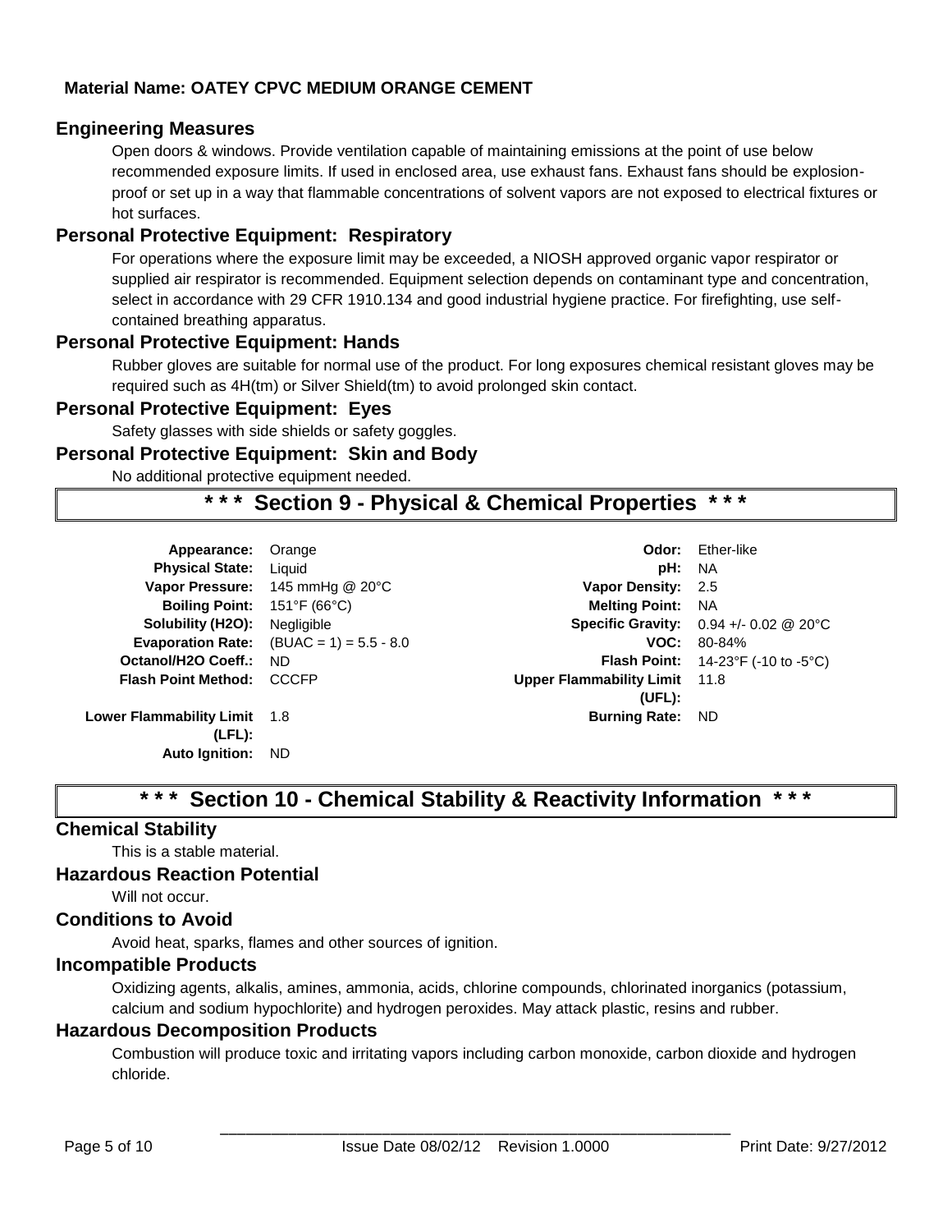**Material Name: OATEY CPVC MEDIUM ORANGE CEMENT**

### Engineering Measures

Open doors & windows. Provide ventilation capable of maintaining emissions at the point of use below recommended exposure limits. If used in enclosed area, use exhaust fans. Exhaust fans should be explosion-proof or set up in a way that flammable concentrations of solvent vapors are not exposed to electrical fixtures or hot surfaces.

### Personal Protective Equipment: Respiratory

For operations where the exposure limit may be exceeded, a NIOSH approved organic vapor respirator or supplied air respirator is recommended. Equipment selection depends on contaminant type and concentration, select in accordance with 29 CFR 1910.134 and good industrial hygiene practice. For firefighting, use self-contained breathing apparatus.

### Personal Protective Equipment: Hands

Rubber gloves are suitable for normal use of the product. For long exposures chemical resistant gloves may be required such as 4H(tm) or Silver Shield(tm) to avoid prolonged skin contact.

### Personal Protective Equipment: Eyes

Safety glasses with side shields or safety goggles.

### Personal Protective Equipment: Skin and Body

No additional protective equipment needed.

## * * * Section 9 - Physical & Chemical Properties * * *

| Property | Value | Property | Value |
|---|---|---|---|
| **Appearance:** | Orange | **Odor:** | Ether-like |
| **Physical State:** | Liquid | **pH:** | NA |
| **Vapor Pressure:** | 145 mmHg @ 20°C | **Vapor Density:** | 2.5 |
| **Boiling Point:** | 151°F (66°C) | **Melting Point:** | NA |
| **Solubility (H2O):** | Negligible | **Specific Gravity:** | 0.94 +/- 0.02 @ 20°C |
| **Evaporation Rate:** | (BUAC = 1) = 5.5 - 8.0 | **VOC:** | 80-84% |
| **Octanol/H2O Coeff.:** | ND | **Flash Point:** | 14-23°F (-10 to -5°C) |
| **Flash Point Method:** | CCCFP | **Upper Flammability Limit (UFL):** | 11.8 |
| **Lower Flammability Limit (LFL):** | 1.8 | **Burning Rate:** | ND |
| **Auto Ignition:** | ND | | |

## * * * Section 10 - Chemical Stability & Reactivity Information * * *

### Chemical Stability

This is a stable material.

### Hazardous Reaction Potential

Will not occur.

### Conditions to Avoid

Avoid heat, sparks, flames and other sources of ignition.

### Incompatible Products

Oxidizing agents, alkalis, amines, ammonia, acids, chlorine compounds, chlorinated inorganics (potassium, calcium and sodium hypochlorite) and hydrogen peroxides. May attack plastic, resins and rubber.

### Hazardous Decomposition Products

Combustion will produce toxic and irritating vapors including carbon monoxide, carbon dioxide and hydrogen chloride.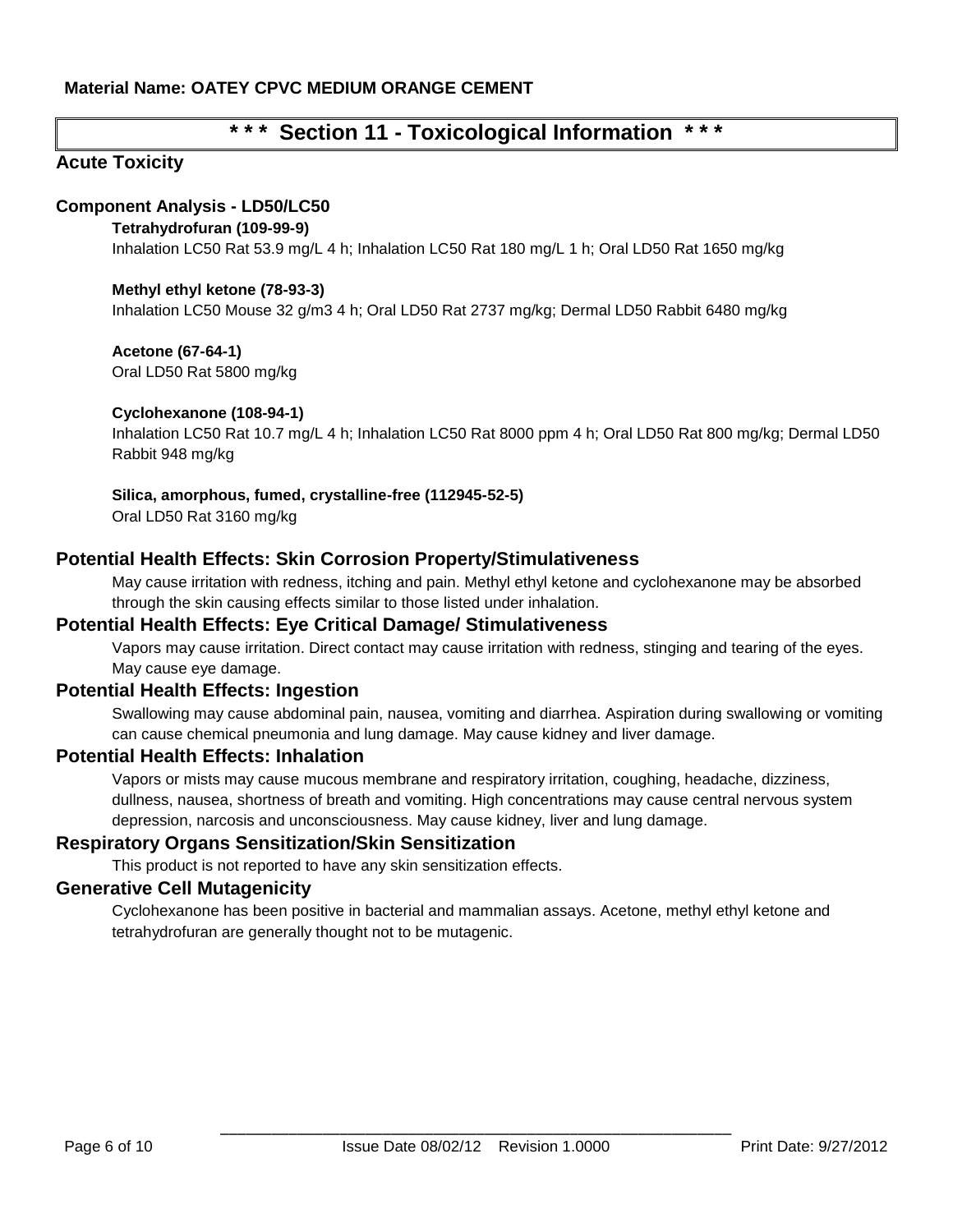**Material Name: OATEY CPVC MEDIUM ORANGE CEMENT**

# * * * Section 11 - Toxicological Information * * *

## Acute Toxicity

### Component Analysis - LD50/LC50

**Tetrahydrofuran (109-99-9)**

Inhalation LC50 Rat 53.9 mg/L 4 h; Inhalation LC50 Rat 180 mg/L 1 h; Oral LD50 Rat 1650 mg/kg

**Methyl ethyl ketone (78-93-3)**

Inhalation LC50 Mouse 32 g/m3 4 h; Oral LD50 Rat 2737 mg/kg; Dermal LD50 Rabbit 6480 mg/kg

**Acetone (67-64-1)**

Oral LD50 Rat 5800 mg/kg

**Cyclohexanone (108-94-1)**

Inhalation LC50 Rat 10.7 mg/L 4 h; Inhalation LC50 Rat 8000 ppm 4 h; Oral LD50 Rat 800 mg/kg; Dermal LD50 Rabbit 948 mg/kg

**Silica, amorphous, fumed, crystalline-free (112945-52-5)**

Oral LD50 Rat 3160 mg/kg

### Potential Health Effects: Skin Corrosion Property/Stimulativeness

May cause irritation with redness, itching and pain. Methyl ethyl ketone and cyclohexanone may be absorbed through the skin causing effects similar to those listed under inhalation.

### Potential Health Effects: Eye Critical Damage/ Stimulativeness

Vapors may cause irritation. Direct contact may cause irritation with redness, stinging and tearing of the eyes. May cause eye damage.

### Potential Health Effects: Ingestion

Swallowing may cause abdominal pain, nausea, vomiting and diarrhea. Aspiration during swallowing or vomiting can cause chemical pneumonia and lung damage. May cause kidney and liver damage.

### Potential Health Effects: Inhalation

Vapors or mists may cause mucous membrane and respiratory irritation, coughing, headache, dizziness, dullness, nausea, shortness of breath and vomiting. High concentrations may cause central nervous system depression, narcosis and unconsciousness. May cause kidney, liver and lung damage.

### Respiratory Organs Sensitization/Skin Sensitization

This product is not reported to have any skin sensitization effects.

### Generative Cell Mutagenicity

Cyclohexanone has been positive in bacterial and mammalian assays. Acetone, methyl ethyl ketone and tetrahydrofuran are generally thought not to be mutagenic.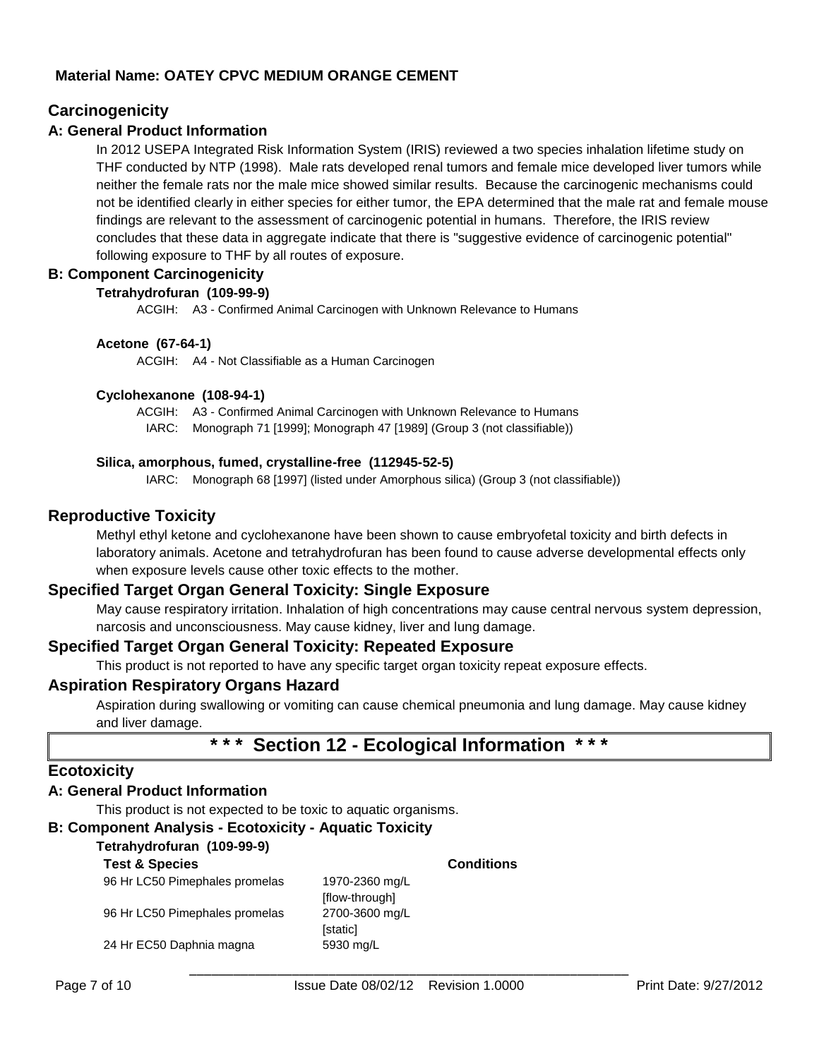**Material Name: OATEY CPVC MEDIUM ORANGE CEMENT**

## Carcinogenicity

### A: General Product Information

In 2012 USEPA Integrated Risk Information System (IRIS) reviewed a two species inhalation lifetime study on THF conducted by NTP (1998). Male rats developed renal tumors and female mice developed liver tumors while neither the female rats nor the male mice showed similar results. Because the carcinogenic mechanisms could not be identified clearly in either species for either tumor, the EPA determined that the male rat and female mouse findings are relevant to the assessment of carcinogenic potential in humans. Therefore, the IRIS review concludes that these data in aggregate indicate that there is "suggestive evidence of carcinogenic potential" following exposure to THF by all routes of exposure.

### B: Component Carcinogenicity

**Tetrahydrofuran (109-99-9)**

ACGIH: A3 - Confirmed Animal Carcinogen with Unknown Relevance to Humans

**Acetone (67-64-1)**

ACGIH: A4 - Not Classifiable as a Human Carcinogen

**Cyclohexanone (108-94-1)**

ACGIH: A3 - Confirmed Animal Carcinogen with Unknown Relevance to Humans
IARC: Monograph 71 [1999]; Monograph 47 [1989] (Group 3 (not classifiable))

**Silica, amorphous, fumed, crystalline-free (112945-52-5)**

IARC: Monograph 68 [1997] (listed under Amorphous silica) (Group 3 (not classifiable))

## Reproductive Toxicity

Methyl ethyl ketone and cyclohexanone have been shown to cause embryofetal toxicity and birth defects in laboratory animals. Acetone and tetrahydrofuran has been found to cause adverse developmental effects only when exposure levels cause other toxic effects to the mother.

## Specified Target Organ General Toxicity: Single Exposure

May cause respiratory irritation. Inhalation of high concentrations may cause central nervous system depression, narcosis and unconsciousness. May cause kidney, liver and lung damage.

## Specified Target Organ General Toxicity: Repeated Exposure

This product is not reported to have any specific target organ toxicity repeat exposure effects.

## Aspiration Respiratory Organs Hazard

Aspiration during swallowing or vomiting can cause chemical pneumonia and lung damage. May cause kidney and liver damage.

# \*\*\* Section 12 - Ecological Information \*\*\*

## Ecotoxicity

### A: General Product Information

This product is not expected to be toxic to aquatic organisms.

### B: Component Analysis - Ecotoxicity - Aquatic Toxicity

**Tetrahydrofuran (109-99-9)**

| Test & Species | | Conditions |
|---|---|---|
| 96 Hr LC50 Pimephales promelas | 1970-2360 mg/L [flow-through] | |
| 96 Hr LC50 Pimephales promelas | 2700-3600 mg/L [static] | |
| 24 Hr EC50 Daphnia magna | 5930 mg/L | |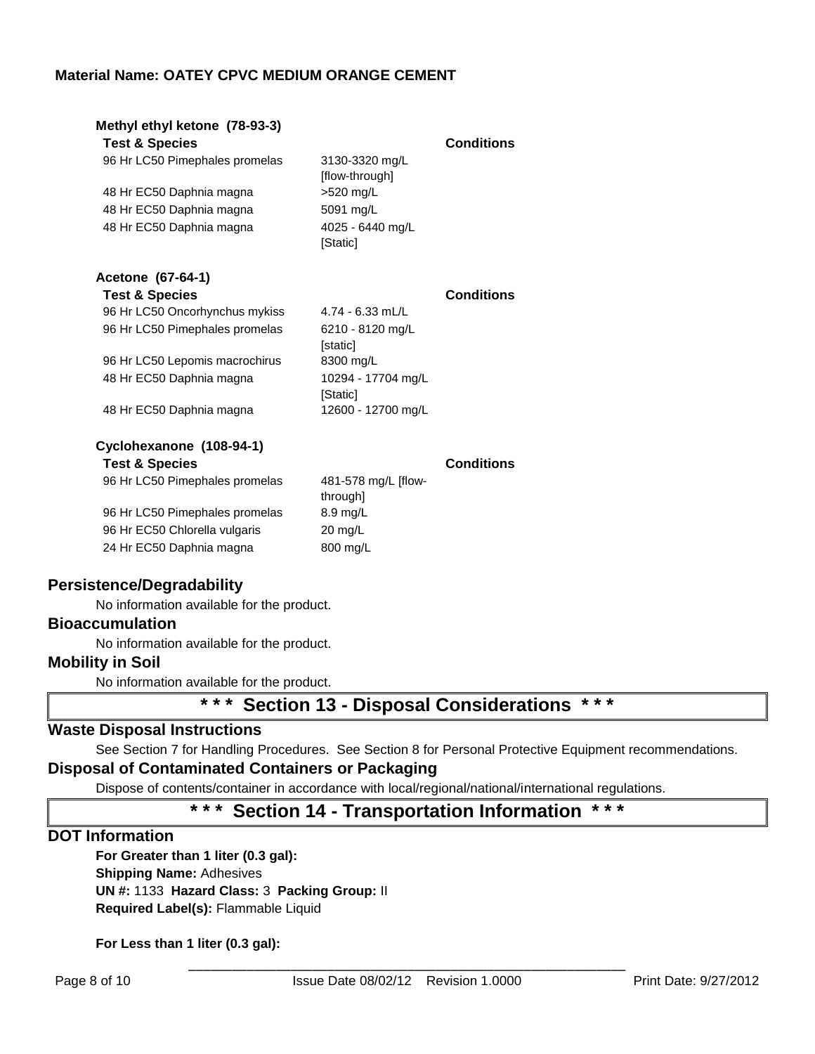### Methyl ethyl ketone (78-93-3)

| Test & Species | | Conditions |
|---|---|---|
| 96 Hr LC50 Pimephales promelas | 3130-3320 mg/L [flow-through] | |
| 48 Hr EC50 Daphnia magna | >520 mg/L | |
| 48 Hr EC50 Daphnia magna | 5091 mg/L | |
| 48 Hr EC50 Daphnia magna | 4025 - 6440 mg/L [Static] | |

### Acetone (67-64-1)

| Test & Species | | Conditions |
|---|---|---|
| 96 Hr LC50 Oncorhynchus mykiss | 4.74 - 6.33 mL/L | |
| 96 Hr LC50 Pimephales promelas | 6210 - 8120 mg/L [static] | |
| 96 Hr LC50 Lepomis macrochirus | 8300 mg/L | |
| 48 Hr EC50 Daphnia magna | 10294 - 17704 mg/L [Static] | |
| 48 Hr EC50 Daphnia magna | 12600 - 12700 mg/L | |

### Cyclohexanone (108-94-1)

| Test & Species | | Conditions |
|---|---|---|
| 96 Hr LC50 Pimephales promelas | 481-578 mg/L [flow-through] | |
| 96 Hr LC50 Pimephales promelas | 8.9 mg/L | |
| 96 Hr EC50 Chlorella vulgaris | 20 mg/L | |
| 24 Hr EC50 Daphnia magna | 800 mg/L | |

## Persistence/Degradability

No information available for the product.

## Bioaccumulation

No information available for the product.

## Mobility in Soil

No information available for the product.

# * * * Section 13 - Disposal Considerations * * *

## Waste Disposal Instructions

See Section 7 for Handling Procedures. See Section 8 for Personal Protective Equipment recommendations.

## Disposal of Contaminated Containers or Packaging

Dispose of contents/container in accordance with local/regional/national/international regulations.

# * * * Section 14 - Transportation Information * * *

## DOT Information

**For Greater than 1 liter (0.3 gal):**
**Shipping Name:** Adhesives
**UN #:** 1133 **Hazard Class:** 3 **Packing Group:** II
**Required Label(s):** Flammable Liquid

**For Less than 1 liter (0.3 gal):**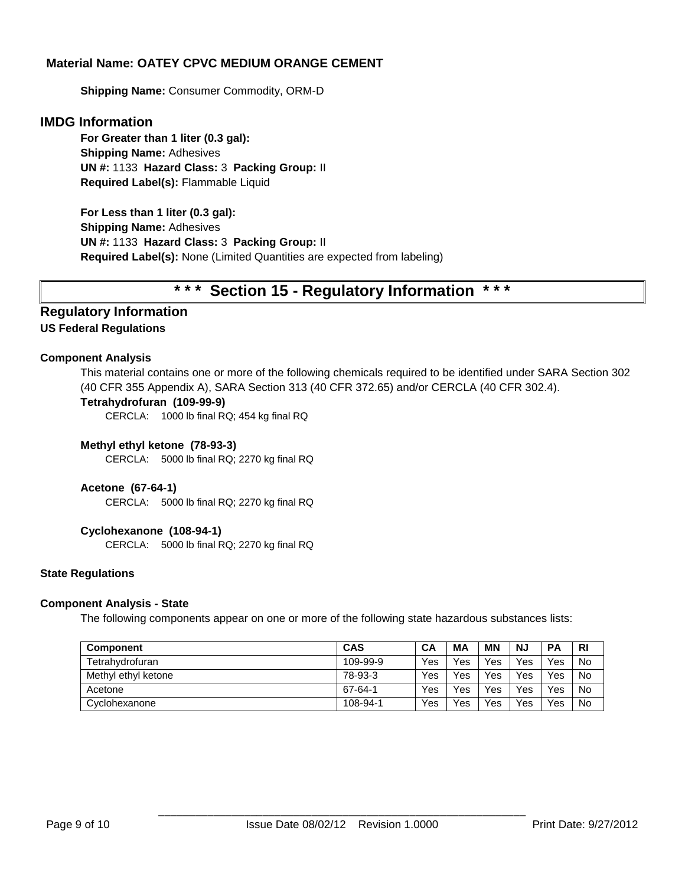**Material Name: OATEY CPVC MEDIUM ORANGE CEMENT**

**Shipping Name:** Consumer Commodity, ORM-D

## IMDG Information

**For Greater than 1 liter (0.3 gal):**
**Shipping Name:** Adhesives
**UN #:** 1133 **Hazard Class:** 3 **Packing Group:** II
**Required Label(s):** Flammable Liquid

**For Less than 1 liter (0.3 gal):**
**Shipping Name:** Adhesives
**UN #:** 1133 **Hazard Class:** 3 **Packing Group:** II
**Required Label(s):** None (Limited Quantities are expected from labeling)

# * * * Section 15 - Regulatory Information * * *

## Regulatory Information

### US Federal Regulations

#### Component Analysis

This material contains one or more of the following chemicals required to be identified under SARA Section 302 (40 CFR 355 Appendix A), SARA Section 313 (40 CFR 372.65) and/or CERCLA (40 CFR 302.4).

**Tetrahydrofuran (109-99-9)**
CERCLA: 1000 lb final RQ; 454 kg final RQ

**Methyl ethyl ketone (78-93-3)**
CERCLA: 5000 lb final RQ; 2270 kg final RQ

**Acetone (67-64-1)**
CERCLA: 5000 lb final RQ; 2270 kg final RQ

**Cyclohexanone (108-94-1)**
CERCLA: 5000 lb final RQ; 2270 kg final RQ

### State Regulations

#### Component Analysis - State

The following components appear on one or more of the following state hazardous substances lists:

| Component | CAS | CA | MA | MN | NJ | PA | RI |
|---|---|---|---|---|---|---|---|
| Tetrahydrofuran | 109-99-9 | Yes | Yes | Yes | Yes | Yes | No |
| Methyl ethyl ketone | 78-93-3 | Yes | Yes | Yes | Yes | Yes | No |
| Acetone | 67-64-1 | Yes | Yes | Yes | Yes | Yes | No |
| Cyclohexanone | 108-94-1 | Yes | Yes | Yes | Yes | Yes | No |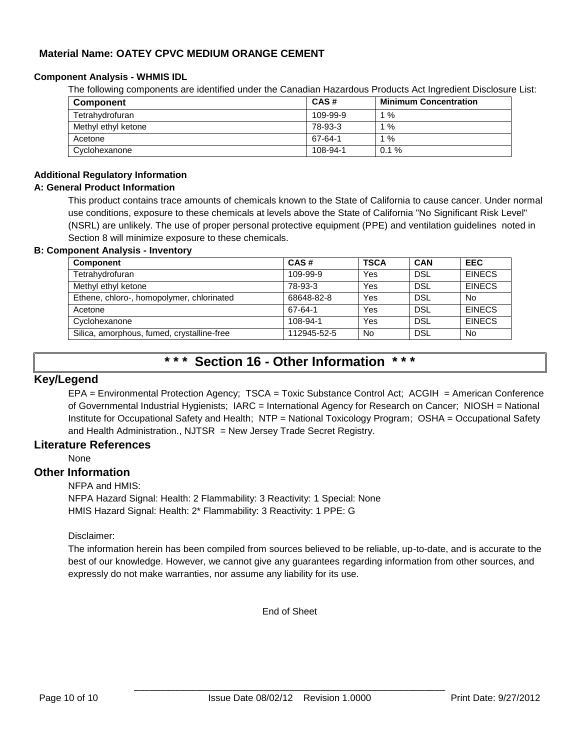**Material Name: OATEY CPVC MEDIUM ORANGE CEMENT**

**Component Analysis - WHMIS IDL**

The following components are identified under the Canadian Hazardous Products Act Ingredient Disclosure List:

| Component | CAS # | Minimum Concentration |
|---|---|---|
| Tetrahydrofuran | 109-99-9 | 1 % |
| Methyl ethyl ketone | 78-93-3 | 1 % |
| Acetone | 67-64-1 | 1 % |
| Cyclohexanone | 108-94-1 | 0.1 % |

**Additional Regulatory Information**

**A: General Product Information**

This product contains trace amounts of chemicals known to the State of California to cause cancer. Under normal use conditions, exposure to these chemicals at levels above the State of California "No Significant Risk Level" (NSRL) are unlikely. The use of proper personal protective equipment (PPE) and ventilation guidelines noted in Section 8 will minimize exposure to these chemicals.

**B: Component Analysis - Inventory**

| Component | CAS # | TSCA | CAN | EEC |
|---|---|---|---|---|
| Tetrahydrofuran | 109-99-9 | Yes | DSL | EINECS |
| Methyl ethyl ketone | 78-93-3 | Yes | DSL | EINECS |
| Ethene, chloro-, homopolymer, chlorinated | 68648-82-8 | Yes | DSL | No |
| Acetone | 67-64-1 | Yes | DSL | EINECS |
| Cyclohexanone | 108-94-1 | Yes | DSL | EINECS |
| Silica, amorphous, fumed, crystalline-free | 112945-52-5 | No | DSL | No |

# * * * Section 16 - Other Information * * *

## Key/Legend

EPA = Environmental Protection Agency; TSCA = Toxic Substance Control Act; ACGIH = American Conference of Governmental Industrial Hygienists; IARC = International Agency for Research on Cancer; NIOSH = National Institute for Occupational Safety and Health; NTP = National Toxicology Program; OSHA = Occupational Safety and Health Administration., NJTSR = New Jersey Trade Secret Registry.

## Literature References

None

## Other Information

NFPA and HMIS:

NFPA Hazard Signal: Health: 2 Flammability: 3 Reactivity: 1 Special: None

HMIS Hazard Signal: Health: 2* Flammability: 3 Reactivity: 1 PPE: G

Disclaimer:

The information herein has been compiled from sources believed to be reliable, up-to-date, and is accurate to the best of our knowledge. However, we cannot give any guarantees regarding information from other sources, and expressly do not make warranties, nor assume any liability for its use.

End of Sheet

Issue Date 08/02/12 Revision 1.0000 Print Date: 9/27/2012